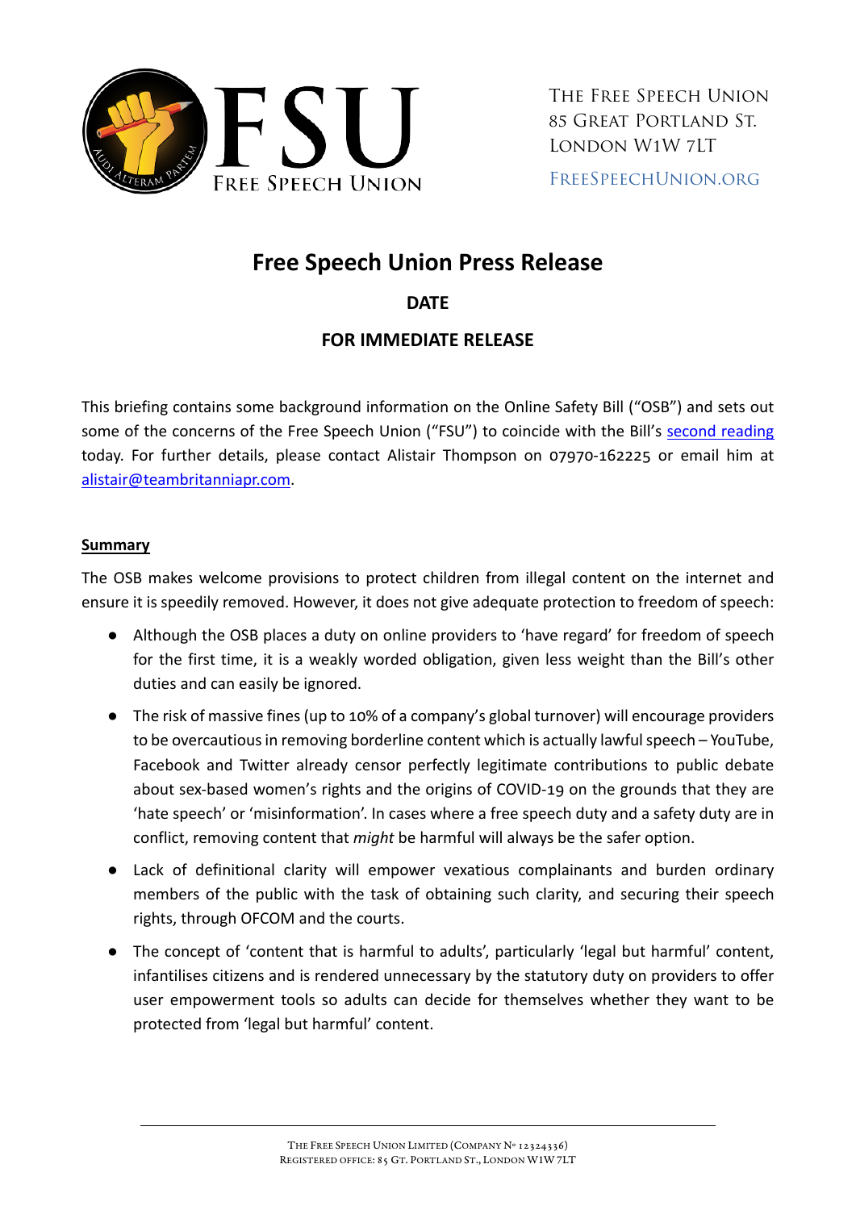The Free Speech Union
85 Great Portland St.
London W1W 7LT

FreeSpeechUnion.org

# Free Speech Union Press Release

**DATE**

**FOR IMMEDIATE RELEASE**

This briefing contains some background information on the Online Safety Bill ("OSB") and sets out some of the concerns of the Free Speech Union ("FSU") to coincide with the Bill's [second reading](#) today. For further details, please contact Alistair Thompson on 07970-162225 or email him at [alistair@teambritanniapr.com](mailto:alistair@teambritanniapr.com).

## Summary

The OSB makes welcome provisions to protect children from illegal content on the internet and ensure it is speedily removed. However, it does not give adequate protection to freedom of speech:

- Although the OSB places a duty on online providers to 'have regard' for freedom of speech for the first time, it is a weakly worded obligation, given less weight than the Bill's other duties and can easily be ignored.
- The risk of massive fines (up to 10% of a company's global turnover) will encourage providers to be overcautious in removing borderline content which is actually lawful speech – YouTube, Facebook and Twitter already censor perfectly legitimate contributions to public debate about sex-based women's rights and the origins of COVID-19 on the grounds that they are 'hate speech' or 'misinformation'. In cases where a free speech duty and a safety duty are in conflict, removing content that *might* be harmful will always be the safer option.
- Lack of definitional clarity will empower vexatious complainants and burden ordinary members of the public with the task of obtaining such clarity, and securing their speech rights, through OFCOM and the courts.
- The concept of 'content that is harmful to adults', particularly 'legal but harmful' content, infantilises citizens and is rendered unnecessary by the statutory duty on providers to offer user empowerment tools so adults can decide for themselves whether they want to be protected from 'legal but harmful' content.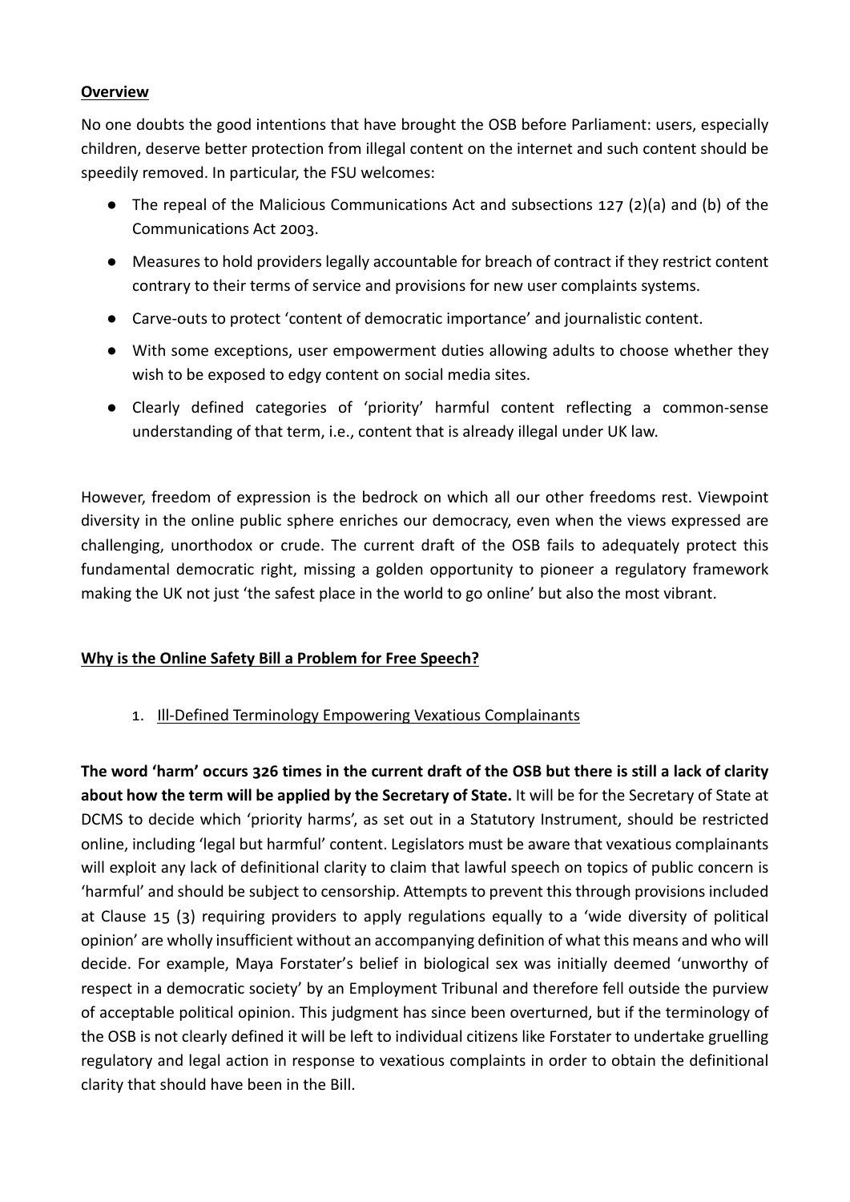**Overview**

No one doubts the good intentions that have brought the OSB before Parliament: users, especially children, deserve better protection from illegal content on the internet and such content should be speedily removed. In particular, the FSU welcomes:

- The repeal of the Malicious Communications Act and subsections 127 (2)(a) and (b) of the Communications Act 2003.
- Measures to hold providers legally accountable for breach of contract if they restrict content contrary to their terms of service and provisions for new user complaints systems.
- Carve-outs to protect 'content of democratic importance' and journalistic content.
- With some exceptions, user empowerment duties allowing adults to choose whether they wish to be exposed to edgy content on social media sites.
- Clearly defined categories of 'priority' harmful content reflecting a common-sense understanding of that term, i.e., content that is already illegal under UK law.

However, freedom of expression is the bedrock on which all our other freedoms rest. Viewpoint diversity in the online public sphere enriches our democracy, even when the views expressed are challenging, unorthodox or crude. The current draft of the OSB fails to adequately protect this fundamental democratic right, missing a golden opportunity to pioneer a regulatory framework making the UK not just 'the safest place in the world to go online' but also the most vibrant.

**Why is the Online Safety Bill a Problem for Free Speech?**

1. Ill-Defined Terminology Empowering Vexatious Complainants

**The word 'harm' occurs 326 times in the current draft of the OSB but there is still a lack of clarity about how the term will be applied by the Secretary of State.** It will be for the Secretary of State at DCMS to decide which 'priority harms', as set out in a Statutory Instrument, should be restricted online, including 'legal but harmful' content. Legislators must be aware that vexatious complainants will exploit any lack of definitional clarity to claim that lawful speech on topics of public concern is 'harmful' and should be subject to censorship. Attempts to prevent this through provisions included at Clause 15 (3) requiring providers to apply regulations equally to a 'wide diversity of political opinion' are wholly insufficient without an accompanying definition of what this means and who will decide. For example, Maya Forstater's belief in biological sex was initially deemed 'unworthy of respect in a democratic society' by an Employment Tribunal and therefore fell outside the purview of acceptable political opinion. This judgment has since been overturned, but if the terminology of the OSB is not clearly defined it will be left to individual citizens like Forstater to undertake gruelling regulatory and legal action in response to vexatious complaints in order to obtain the definitional clarity that should have been in the Bill.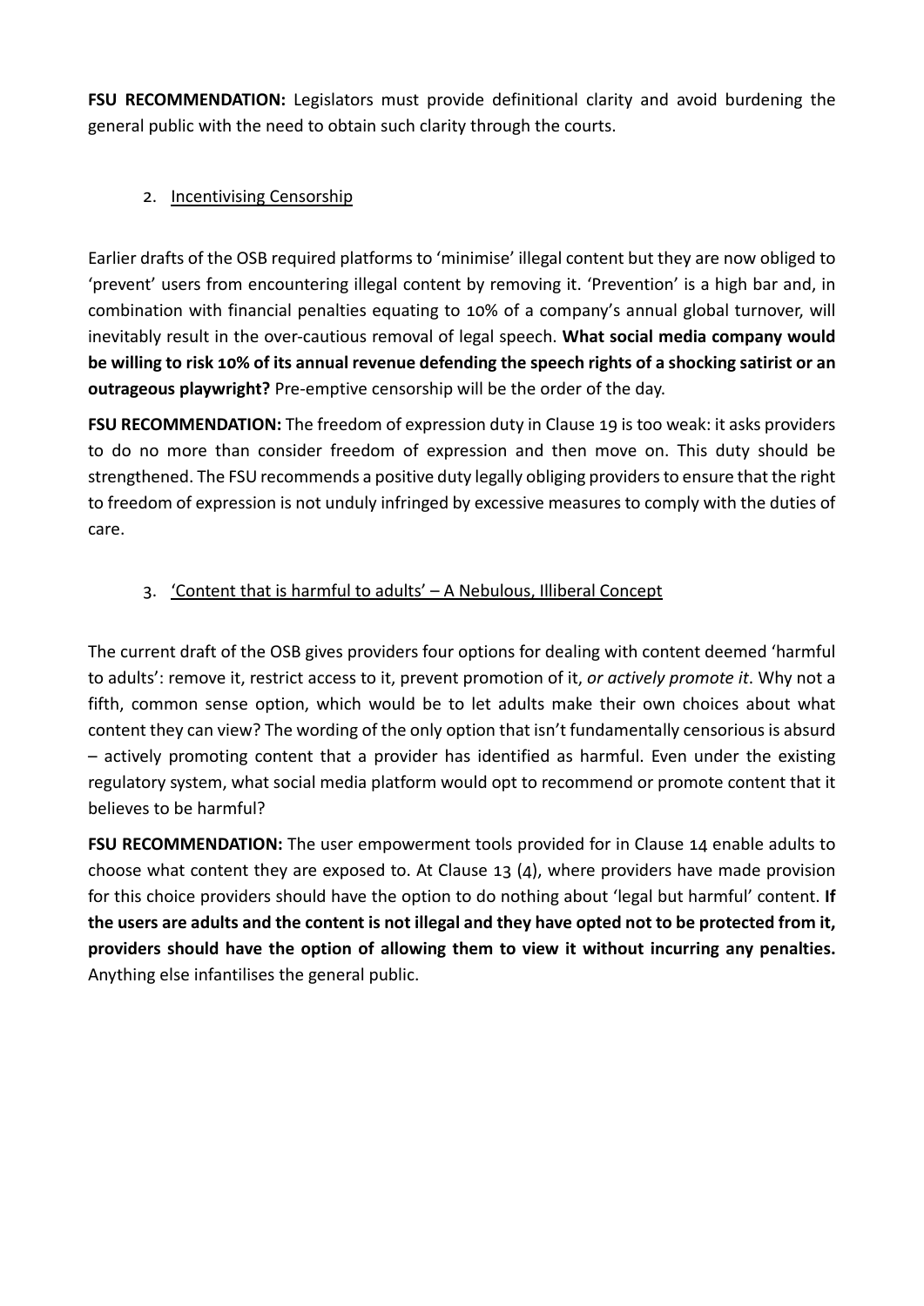**FSU RECOMMENDATION:** Legislators must provide definitional clarity and avoid burdening the general public with the need to obtain such clarity through the courts.

2. Incentivising Censorship

Earlier drafts of the OSB required platforms to 'minimise' illegal content but they are now obliged to 'prevent' users from encountering illegal content by removing it. 'Prevention' is a high bar and, in combination with financial penalties equating to 10% of a company's annual global turnover, will inevitably result in the over-cautious removal of legal speech. **What social media company would be willing to risk 10% of its annual revenue defending the speech rights of a shocking satirist or an outrageous playwright?** Pre-emptive censorship will be the order of the day.

**FSU RECOMMENDATION:** The freedom of expression duty in Clause 19 is too weak: it asks providers to do no more than consider freedom of expression and then move on. This duty should be strengthened. The FSU recommends a positive duty legally obliging providers to ensure that the right to freedom of expression is not unduly infringed by excessive measures to comply with the duties of care.

3. 'Content that is harmful to adults' – A Nebulous, Illiberal Concept

The current draft of the OSB gives providers four options for dealing with content deemed 'harmful to adults': remove it, restrict access to it, prevent promotion of it, *or actively promote it*. Why not a fifth, common sense option, which would be to let adults make their own choices about what content they can view? The wording of the only option that isn't fundamentally censorious is absurd – actively promoting content that a provider has identified as harmful. Even under the existing regulatory system, what social media platform would opt to recommend or promote content that it believes to be harmful?

**FSU RECOMMENDATION:** The user empowerment tools provided for in Clause 14 enable adults to choose what content they are exposed to. At Clause 13 (4), where providers have made provision for this choice providers should have the option to do nothing about 'legal but harmful' content. **If the users are adults and the content is not illegal and they have opted not to be protected from it, providers should have the option of allowing them to view it without incurring any penalties.** Anything else infantilises the general public.